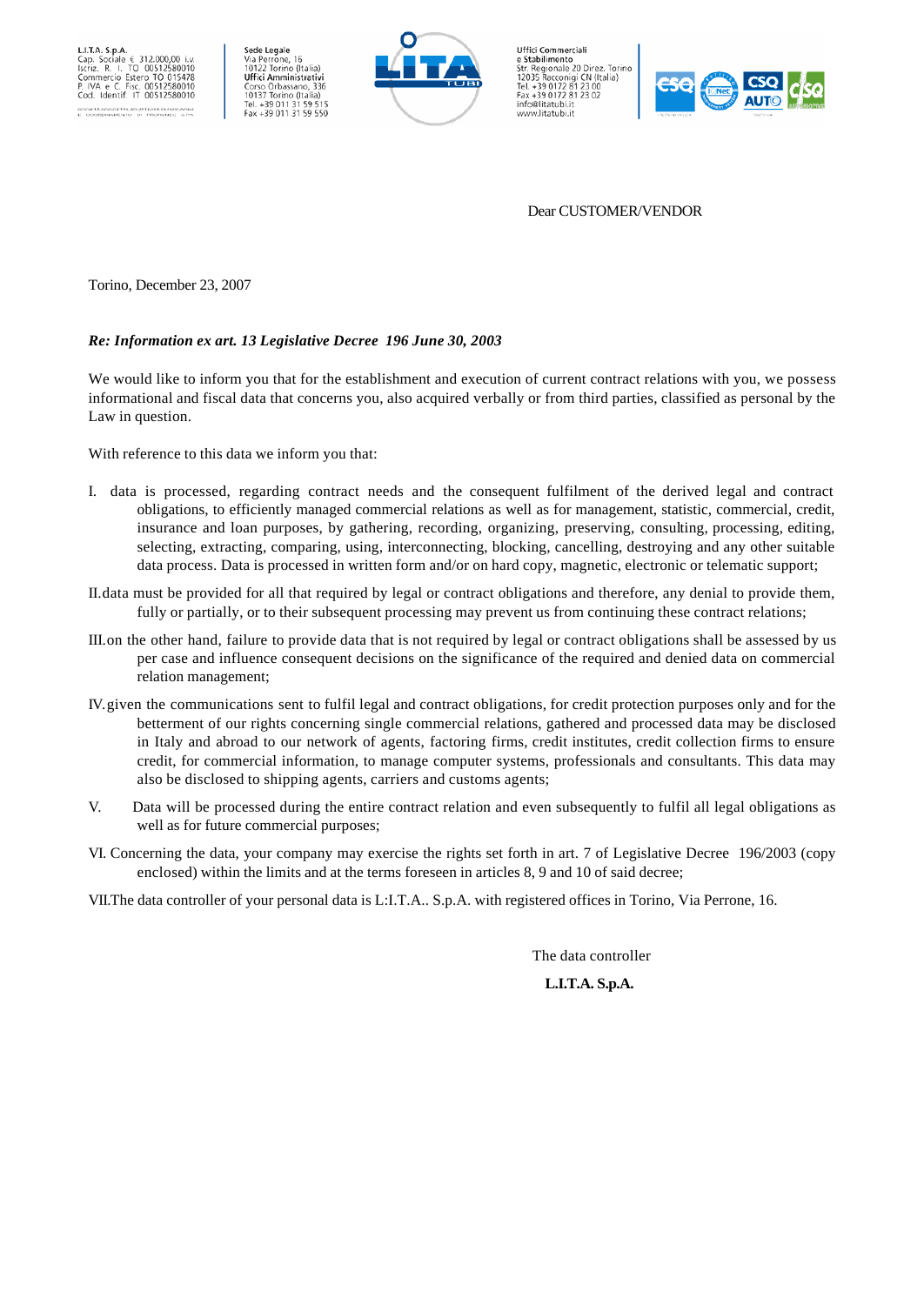L.I.T.A. S.p.A.
Cap. Sociale € 312.000,00 i.v.
Iscriz. R. I. TO 00512580010
Commercio Estero TO 015478
P. IVA e C. Fisc. 00512580010
Cod. Identif. IT 00512580010

Sede Legale
Via Perrone, 16
10122 Torino (Italia)
**Uffici Amministrativi**
Corso Orbassano, 336
10137 Torino (Italia)
Tel. +39 011 31 59 515
Fax +39 011 31 59 550

Uffici Commerciali
e Stabilimento
Str. Regionale 20 Direz. Torino
12035 Racconigi CN (Italia)
Tel. +39 0172 81 23 00
Fax +39 0172 81 23 02
info@litatubi.it
www.litatubi.it

Dear CUSTOMER/VENDOR

Torino, December 23, 2007

***Re: Information ex art. 13 Legislative Decree 196 June 30, 2003***

We would like to inform you that for the establishment and execution of current contract relations with you, we possess informational and fiscal data that concerns you, also acquired verbally or from third parties, classified as personal by the Law in question.

With reference to this data we inform you that:

I. data is processed, regarding contract needs and the consequent fulfilment of the derived legal and contract obligations, to efficiently managed commercial relations as well as for management, statistic, commercial, credit, insurance and loan purposes, by gathering, recording, organizing, preserving, consulting, processing, editing, selecting, extracting, comparing, using, interconnecting, blocking, cancelling, destroying and any other suitable data process. Data is processed in written form and/or on hard copy, magnetic, electronic or telematic support;

II. data must be provided for all that required by legal or contract obligations and therefore, any denial to provide them, fully or partially, or to their subsequent processing may prevent us from continuing these contract relations;

III. on the other hand, failure to provide data that is not required by legal or contract obligations shall be assessed by us per case and influence consequent decisions on the significance of the required and denied data on commercial relation management;

IV. given the communications sent to fulfil legal and contract obligations, for credit protection purposes only and for the betterment of our rights concerning single commercial relations, gathered and processed data may be disclosed in Italy and abroad to our network of agents, factoring firms, credit institutes, credit collection firms to ensure credit, for commercial information, to manage computer systems, professionals and consultants. This data may also be disclosed to shipping agents, carriers and customs agents;

V. Data will be processed during the entire contract relation and even subsequently to fulfil all legal obligations as well as for future commercial purposes;

VI. Concerning the data, your company may exercise the rights set forth in art. 7 of Legislative Decree 196/2003 (copy enclosed) within the limits and at the terms foreseen in articles 8, 9 and 10 of said decree;

VII. The data controller of your personal data is L:I.T.A.. S.p.A. with registered offices in Torino, Via Perrone, 16.

The data controller

**L.I.T.A. S.p.A.**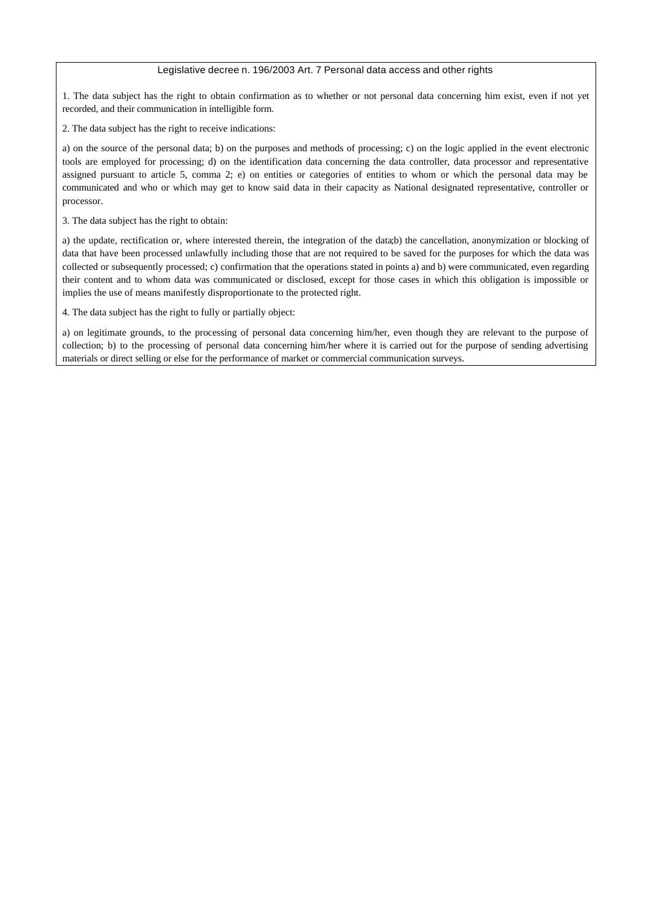## Legislative decree n. 196/2003 Art. 7 Personal data access and other rights

1. The data subject has the right to obtain confirmation as to whether or not personal data concerning him exist, even if not yet recorded, and their communication in intelligible form.

2. The data subject has the right to receive indications:

a) on the source of the personal data; b) on the purposes and methods of processing; c) on the logic applied in the event electronic tools are employed for processing; d) on the identification data concerning the data controller, data processor and representative assigned pursuant to article 5, comma 2; e) on entities or categories of entities to whom or which the personal data may be communicated and who or which may get to know said data in their capacity as National designated representative, controller or processor.

3. The data subject has the right to obtain:

a) the update, rectification or, where interested therein, the integration of the data;b) the cancellation, anonymization or blocking of data that have been processed unlawfully including those that are not required to be saved for the purposes for which the data was collected or subsequently processed; c) confirmation that the operations stated in points a) and b) were communicated, even regarding their content and to whom data was communicated or disclosed, except for those cases in which this obligation is impossible or implies the use of means manifestly disproportionate to the protected right.

4. The data subject has the right to fully or partially object:

a) on legitimate grounds, to the processing of personal data concerning him/her, even though they are relevant to the purpose of collection; b) to the processing of personal data concerning him/her where it is carried out for the purpose of sending advertising materials or direct selling or else for the performance of market or commercial communication surveys.